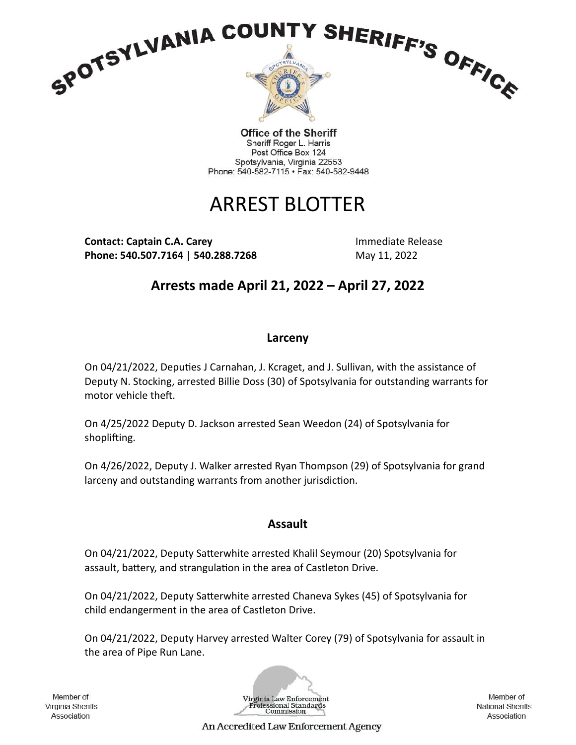# SPOTSYLVANIA COUNTY SHERIFF'S OFFICE

**Office of the Sheriff**
Sheriff Roger L. Harris
Post Office Box 124
Spotsylvania, Virginia 22553
Phone: 540-582-7115 • Fax: 540-582-9448

# ARREST BLOTTER

**Contact: Captain C.A. Carey**
**Phone: 540.507.7164** | **540.288.7268**

Immediate Release
May 11, 2022

## Arrests made April 21, 2022 – April 27, 2022

### Larceny

On 04/21/2022, Deputies J Carnahan, J. Kcraget, and J. Sullivan, with the assistance of Deputy N. Stocking, arrested Billie Doss (30) of Spotsylvania for outstanding warrants for motor vehicle theft.

On 4/25/2022 Deputy D. Jackson arrested Sean Weedon (24) of Spotsylvania for shoplifting.

On 4/26/2022, Deputy J. Walker arrested Ryan Thompson (29) of Spotsylvania for grand larceny and outstanding warrants from another jurisdiction.

### Assault

On 04/21/2022, Deputy Satterwhite arrested Khalil Seymour (20) Spotsylvania for assault, battery, and strangulation in the area of Castleton Drive.

On 04/21/2022, Deputy Satterwhite arrested Chaneva Sykes (45) of Spotsylvania for child endangerment in the area of Castleton Drive.

On 04/21/2022, Deputy Harvey arrested Walter Corey (79) of Spotsylvania for assault in the area of Pipe Run Lane.

Member of Virginia Sheriffs Association

Virginia Law Enforcement Professional Standards Commission

An Accredited Law Enforcement Agency

Member of National Sheriffs Association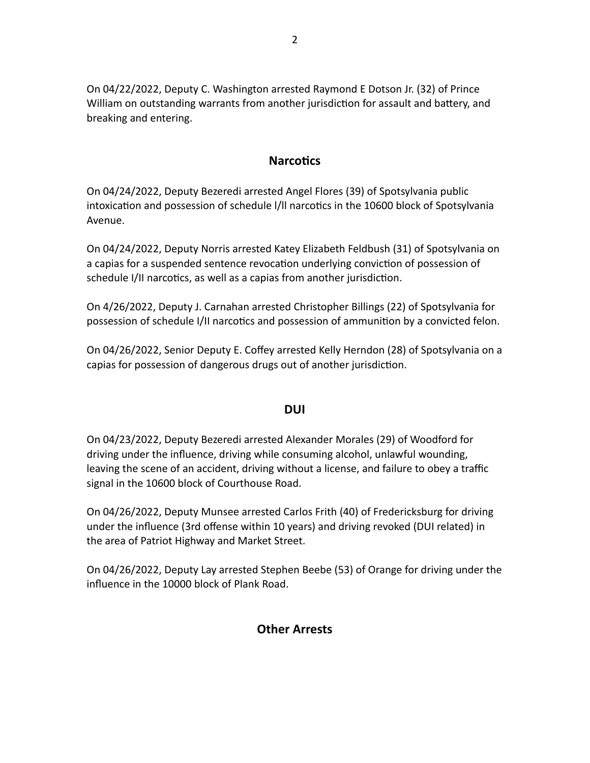On 04/22/2022, Deputy C. Washington arrested Raymond E Dotson Jr. (32) of Prince William on outstanding warrants from another jurisdiction for assault and battery, and breaking and entering.

## Narcotics

On 04/24/2022, Deputy Bezeredi arrested Angel Flores (39) of Spotsylvania public intoxication and possession of schedule l/ll narcotics in the 10600 block of Spotsylvania Avenue.

On 04/24/2022, Deputy Norris arrested Katey Elizabeth Feldbush (31) of Spotsylvania on a capias for a suspended sentence revocation underlying conviction of possession of schedule I/II narcotics, as well as a capias from another jurisdiction.

On 4/26/2022, Deputy J. Carnahan arrested Christopher Billings (22) of Spotsylvania for possession of schedule I/II narcotics and possession of ammunition by a convicted felon.

On 04/26/2022, Senior Deputy E. Coffey arrested Kelly Herndon (28) of Spotsylvania on a capias for possession of dangerous drugs out of another jurisdiction.

## DUI

On 04/23/2022, Deputy Bezeredi arrested Alexander Morales (29) of Woodford for driving under the influence, driving while consuming alcohol, unlawful wounding, leaving the scene of an accident, driving without a license, and failure to obey a traffic signal in the 10600 block of Courthouse Road.

On 04/26/2022, Deputy Munsee arrested Carlos Frith (40) of Fredericksburg for driving under the influence (3rd offense within 10 years) and driving revoked (DUI related) in the area of Patriot Highway and Market Street.

On 04/26/2022, Deputy Lay arrested Stephen Beebe (53) of Orange for driving under the influence in the 10000 block of Plank Road.

## Other Arrests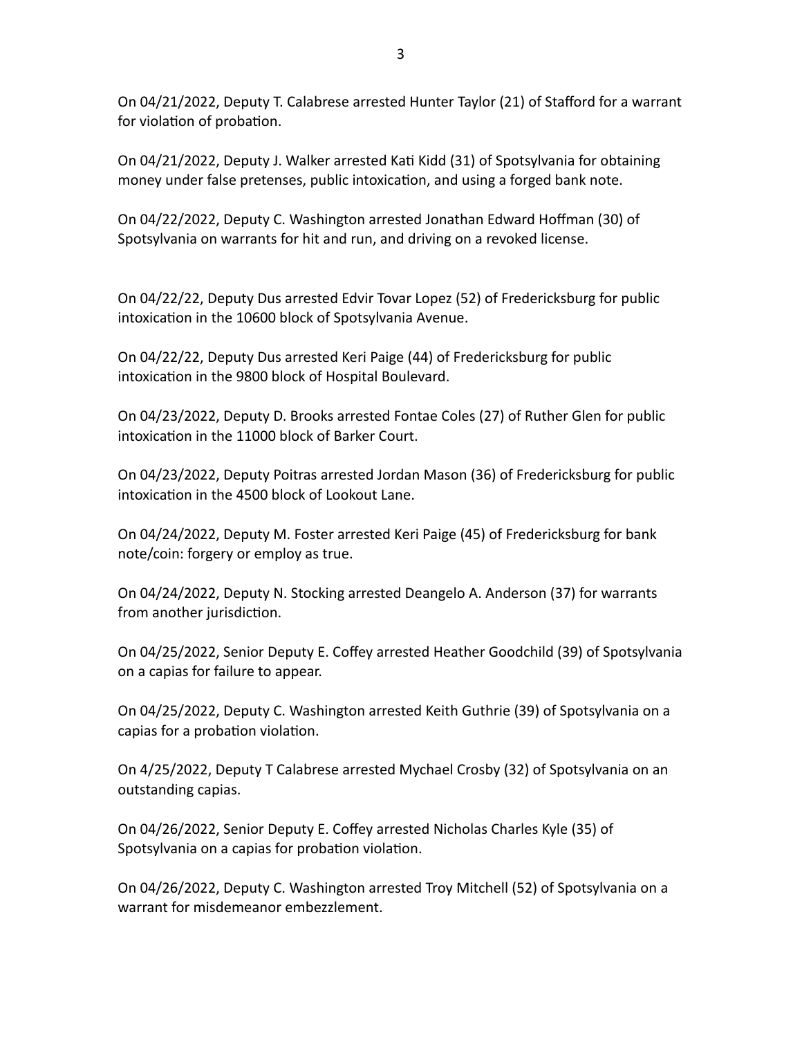On 04/21/2022, Deputy T. Calabrese arrested Hunter Taylor (21) of Stafford for a warrant for violation of probation.

On 04/21/2022, Deputy J. Walker arrested Kati Kidd (31) of Spotsylvania for obtaining money under false pretenses, public intoxication, and using a forged bank note.

On 04/22/2022, Deputy C. Washington arrested Jonathan Edward Hoffman (30) of Spotsylvania on warrants for hit and run, and driving on a revoked license.

On 04/22/22, Deputy Dus arrested Edvir Tovar Lopez (52) of Fredericksburg for public intoxication in the 10600 block of Spotsylvania Avenue.

On 04/22/22, Deputy Dus arrested Keri Paige (44) of Fredericksburg for public intoxication in the 9800 block of Hospital Boulevard.

On 04/23/2022, Deputy D. Brooks arrested Fontae Coles (27) of Ruther Glen for public intoxication in the 11000 block of Barker Court.

On 04/23/2022, Deputy Poitras arrested Jordan Mason (36) of Fredericksburg for public intoxication in the 4500 block of Lookout Lane.

On 04/24/2022, Deputy M. Foster arrested Keri Paige (45) of Fredericksburg for bank note/coin: forgery or employ as true.

On 04/24/2022, Deputy N. Stocking arrested Deangelo A. Anderson (37) for warrants from another jurisdiction.

On 04/25/2022, Senior Deputy E. Coffey arrested Heather Goodchild (39) of Spotsylvania on a capias for failure to appear.

On 04/25/2022, Deputy C. Washington arrested Keith Guthrie (39) of Spotsylvania on a capias for a probation violation.

On 4/25/2022, Deputy T Calabrese arrested Mychael Crosby (32) of Spotsylvania on an outstanding capias.

On 04/26/2022, Senior Deputy E. Coffey arrested Nicholas Charles Kyle (35) of Spotsylvania on a capias for probation violation.

On 04/26/2022, Deputy C. Washington arrested Troy Mitchell (52) of Spotsylvania on a warrant for misdemeanor embezzlement.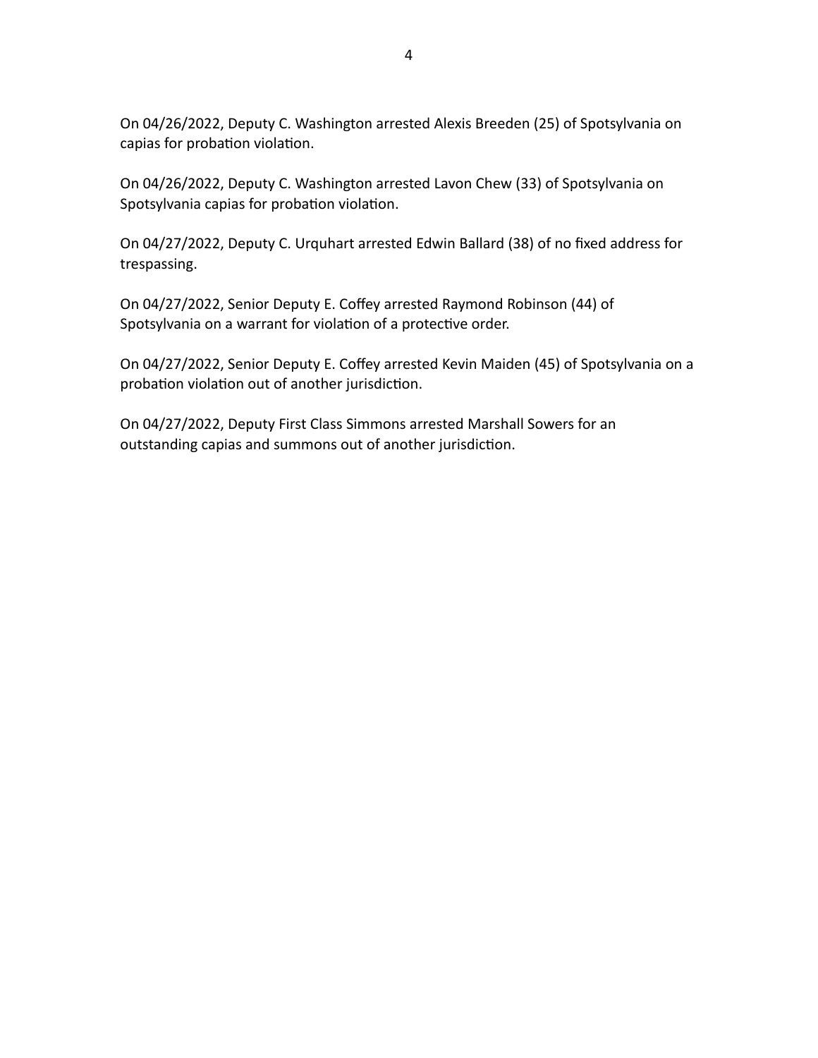On 04/26/2022, Deputy C. Washington arrested Alexis Breeden (25) of Spotsylvania on capias for probation violation.

On 04/26/2022, Deputy C. Washington arrested Lavon Chew (33) of Spotsylvania on Spotsylvania capias for probation violation.

On 04/27/2022, Deputy C. Urquhart arrested Edwin Ballard (38) of no fixed address for trespassing.

On 04/27/2022, Senior Deputy E. Coffey arrested Raymond Robinson (44) of Spotsylvania on a warrant for violation of a protective order.

On 04/27/2022, Senior Deputy E. Coffey arrested Kevin Maiden (45) of Spotsylvania on a probation violation out of another jurisdiction.

On 04/27/2022, Deputy First Class Simmons arrested Marshall Sowers for an outstanding capias and summons out of another jurisdiction.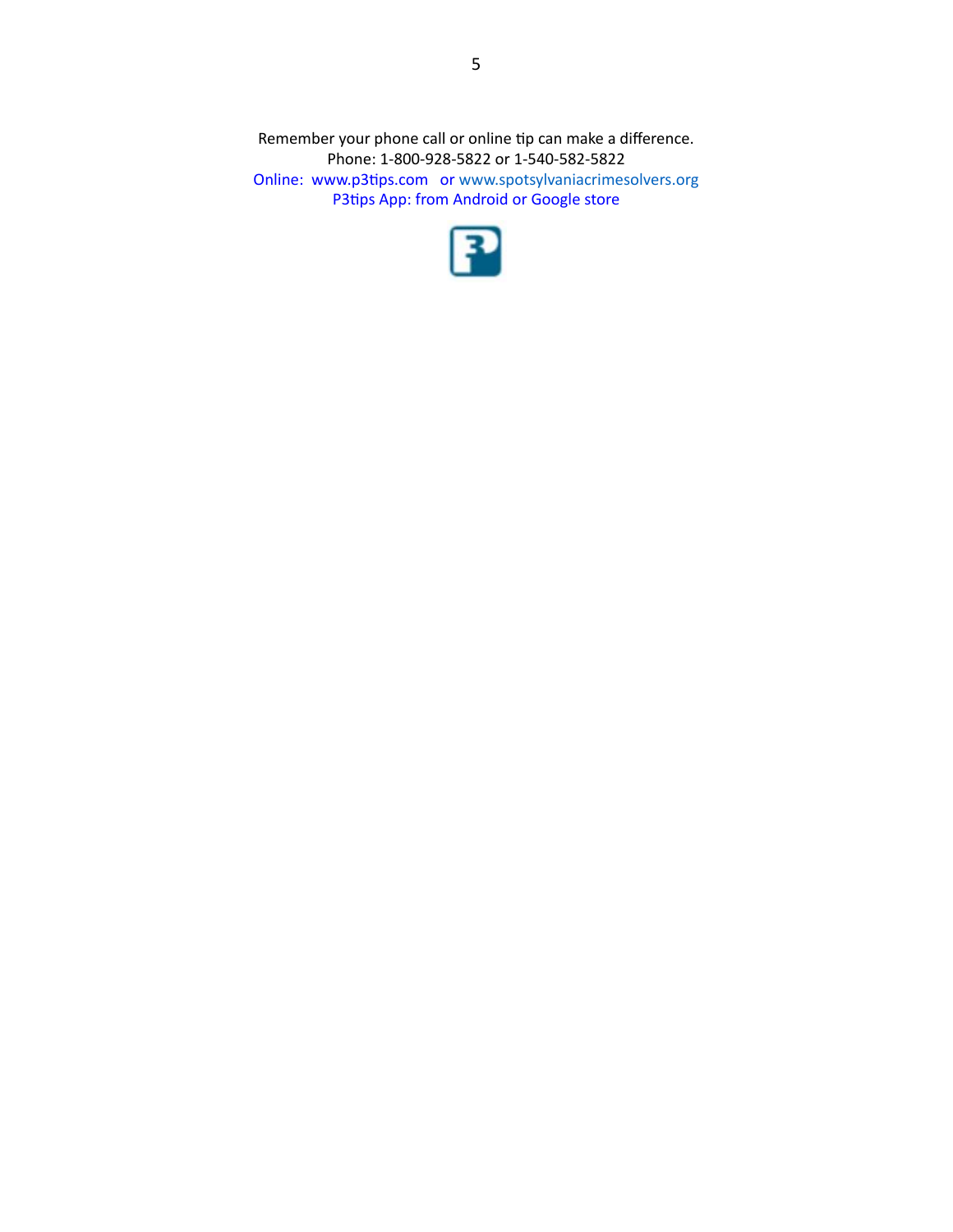Remember your phone call or online tip can make a difference.
Phone: 1-800-928-5822 or 1-540-582-5822
Online: www.p3tips.com or www.spotsylvaniacrimesolvers.org
P3tips App: from Android or Google store